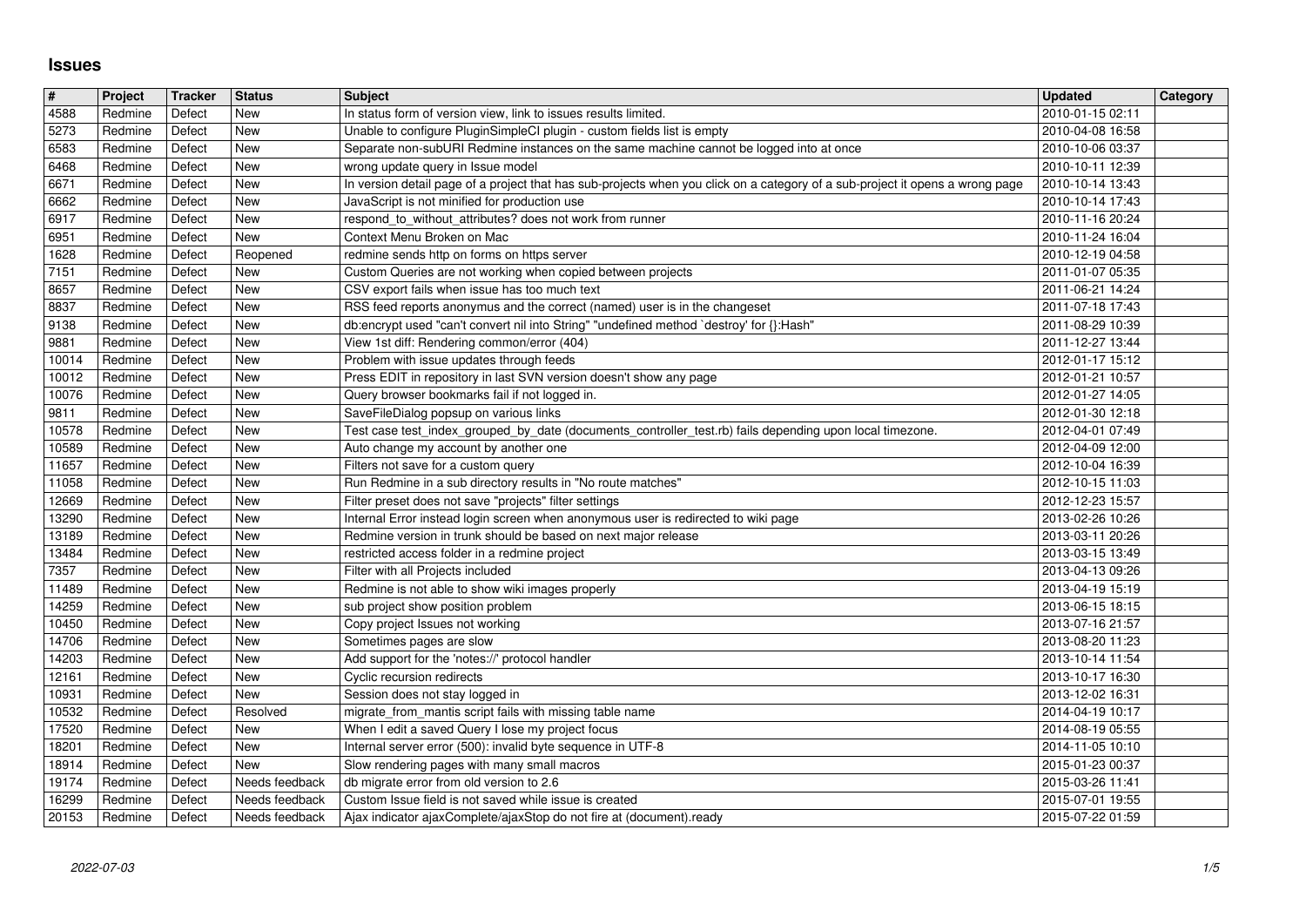# Issues

| # | Project | Tracker | Status | Subject | Updated | Category |
|---|---|---|---|---|---|---|
| 4588 | Redmine | Defect | New | In status form of version view, link to issues results limited. | 2010-01-15 02:11 | |
| 5273 | Redmine | Defect | New | Unable to configure PluginSimpleCI plugin - custom fields list is empty | 2010-04-08 16:58 | |
| 6583 | Redmine | Defect | New | Separate non-subURI Redmine instances on the same machine cannot be logged into at once | 2010-10-06 03:37 | |
| 6468 | Redmine | Defect | New | wrong update query in Issue model | 2010-10-11 12:39 | |
| 6671 | Redmine | Defect | New | In version detail page of a project that has sub-projects when you click on a category of a sub-project it opens a wrong page | 2010-10-14 13:43 | |
| 6662 | Redmine | Defect | New | JavaScript is not minified for production use | 2010-10-14 17:43 | |
| 6917 | Redmine | Defect | New | respond_to_without_attributes? does not work from runner | 2010-11-16 20:24 | |
| 6951 | Redmine | Defect | New | Context Menu Broken on Mac | 2010-11-24 16:04 | |
| 1628 | Redmine | Defect | Reopened | redmine sends http on forms on https server | 2010-12-19 04:58 | |
| 7151 | Redmine | Defect | New | Custom Queries are not working when copied between projects | 2011-01-07 05:35 | |
| 8657 | Redmine | Defect | New | CSV export fails when issue has too much text | 2011-06-21 14:24 | |
| 8837 | Redmine | Defect | New | RSS feed reports anonymus and the correct (named) user is in the changeset | 2011-07-18 17:43 | |
| 9138 | Redmine | Defect | New | db:encrypt used "can't convert nil into String" "undefined method `destroy' for {}:Hash" | 2011-08-29 10:39 | |
| 9881 | Redmine | Defect | New | View 1st diff: Rendering common/error (404) | 2011-12-27 13:44 | |
| 10014 | Redmine | Defect | New | Problem with issue updates through feeds | 2012-01-17 15:12 | |
| 10012 | Redmine | Defect | New | Press EDIT in repository in last SVN version doesn't show any page | 2012-01-21 10:57 | |
| 10076 | Redmine | Defect | New | Query browser bookmarks fail if not logged in. | 2012-01-27 14:05 | |
| 9811 | Redmine | Defect | New | SaveFileDialog popsup on various links | 2012-01-30 12:18 | |
| 10578 | Redmine | Defect | New | Test case test_index_grouped_by_date (documents_controller_test.rb) fails depending upon local timezone. | 2012-04-01 07:49 | |
| 10589 | Redmine | Defect | New | Auto change my account by another one | 2012-04-09 12:00 | |
| 11657 | Redmine | Defect | New | Filters not save for a custom query | 2012-10-04 16:39 | |
| 11058 | Redmine | Defect | New | Run Redmine in a sub directory results in "No route matches" | 2012-10-15 11:03 | |
| 12669 | Redmine | Defect | New | Filter preset does not save "projects" filter settings | 2012-12-23 15:57 | |
| 13290 | Redmine | Defect | New | Internal Error instead login screen when anonymous user is redirected to wiki page | 2013-02-26 10:26 | |
| 13189 | Redmine | Defect | New | Redmine version in trunk should be based on next major release | 2013-03-11 20:26 | |
| 13484 | Redmine | Defect | New | restricted access folder in a redmine project | 2013-03-15 13:49 | |
| 7357 | Redmine | Defect | New | Filter with all Projects included | 2013-04-13 09:26 | |
| 11489 | Redmine | Defect | New | Redmine is not able to show wiki images properly | 2013-04-19 15:19 | |
| 14259 | Redmine | Defect | New | sub project show position problem | 2013-06-15 18:15 | |
| 10450 | Redmine | Defect | New | Copy project Issues not working | 2013-07-16 21:57 | |
| 14706 | Redmine | Defect | New | Sometimes pages are slow | 2013-08-20 11:23 | |
| 14203 | Redmine | Defect | New | Add support for the 'notes://' protocol handler | 2013-10-14 11:54 | |
| 12161 | Redmine | Defect | New | Cyclic recursion redirects | 2013-10-17 16:30 | |
| 10931 | Redmine | Defect | New | Session does not stay logged in | 2013-12-02 16:31 | |
| 10532 | Redmine | Defect | Resolved | migrate_from_mantis script fails with missing table name | 2014-04-19 10:17 | |
| 17520 | Redmine | Defect | New | When I edit a saved Query I lose my project focus | 2014-08-19 05:55 | |
| 18201 | Redmine | Defect | New | Internal server error (500): invalid byte sequence in UTF-8 | 2014-11-05 10:10 | |
| 18914 | Redmine | Defect | New | Slow rendering pages with many small macros | 2015-01-23 00:37 | |
| 19174 | Redmine | Defect | Needs feedback | db migrate error from old version to 2.6 | 2015-03-26 11:41 | |
| 16299 | Redmine | Defect | Needs feedback | Custom Issue field is not saved while issue is created | 2015-07-01 19:55 | |
| 20153 | Redmine | Defect | Needs feedback | Ajax indicator ajaxComplete/ajaxStop do not fire at (document).ready | 2015-07-22 01:59 | |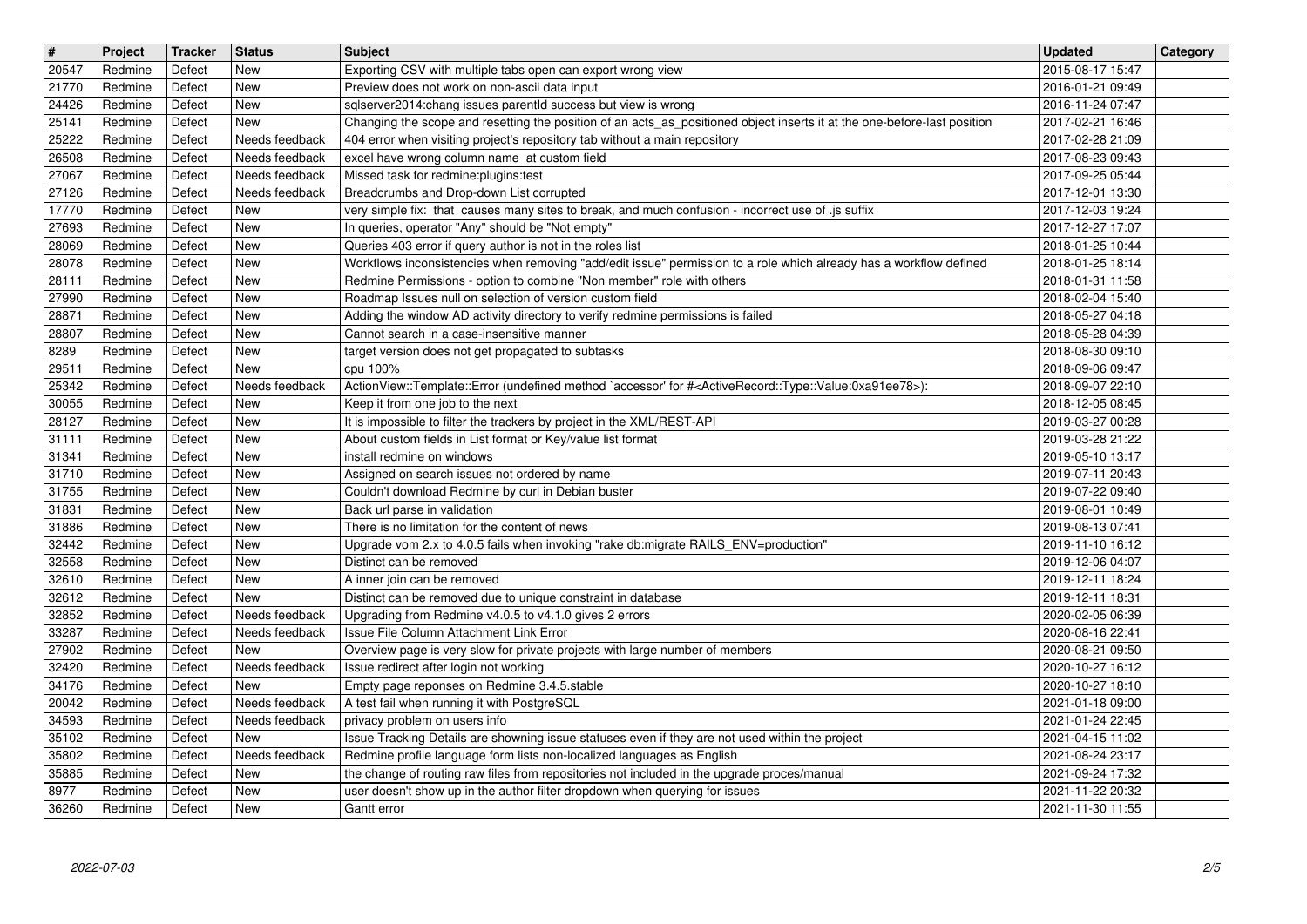| # | Project | Tracker | Status | Subject | Updated | Category |
|---|---|---|---|---|---|---|
| 20547 | Redmine | Defect | New | Exporting CSV with multiple tabs open can export wrong view | 2015-08-17 15:47 | |
| 21770 | Redmine | Defect | New | Preview does not work on non-ascii data input | 2016-01-21 09:49 | |
| 24426 | Redmine | Defect | New | sqlserver2014:chang issues parentId success but view is wrong | 2016-11-24 07:47 | |
| 25141 | Redmine | Defect | New | Changing the scope and resetting the position of an acts_as_positioned object inserts it at the one-before-last position | 2017-02-21 16:46 | |
| 25222 | Redmine | Defect | Needs feedback | 404 error when visiting project's repository tab without a main repository | 2017-02-28 21:09 | |
| 26508 | Redmine | Defect | Needs feedback | excel have wrong column name at custom field | 2017-08-23 09:43 | |
| 27067 | Redmine | Defect | Needs feedback | Missed task for redmine:plugins:test | 2017-09-25 05:44 | |
| 27126 | Redmine | Defect | Needs feedback | Breadcrumbs and Drop-down List corrupted | 2017-12-01 13:30 | |
| 17770 | Redmine | Defect | New | very simple fix: that causes many sites to break, and much confusion - incorrect use of .js suffix | 2017-12-03 19:24 | |
| 27693 | Redmine | Defect | New | In queries, operator "Any" should be "Not empty" | 2017-12-27 17:07 | |
| 28069 | Redmine | Defect | New | Queries 403 error if query author is not in the roles list | 2018-01-25 10:44 | |
| 28078 | Redmine | Defect | New | Workflows inconsistencies when removing "add/edit issue" permission to a role which already has a workflow defined | 2018-01-25 18:14 | |
| 28111 | Redmine | Defect | New | Redmine Permissions - option to combine "Non member" role with others | 2018-01-31 11:58 | |
| 27990 | Redmine | Defect | New | Roadmap Issues null on selection of version custom field | 2018-02-04 15:40 | |
| 28871 | Redmine | Defect | New | Adding the window AD activity directory to verify redmine permissions is failed | 2018-05-27 04:18 | |
| 28807 | Redmine | Defect | New | Cannot search in a case-insensitive manner | 2018-05-28 04:39 | |
| 8289 | Redmine | Defect | New | target version does not get propagated to subtasks | 2018-08-30 09:10 | |
| 29511 | Redmine | Defect | New | cpu 100% | 2018-09-06 09:47 | |
| 25342 | Redmine | Defect | Needs feedback | ActionView::Template::Error (undefined method `accessor' for #<ActiveRecord::Type::Value:0xa91ee78>): | 2018-09-07 22:10 | |
| 30055 | Redmine | Defect | New | Keep it from one job to the next | 2018-12-05 08:45 | |
| 28127 | Redmine | Defect | New | It is impossible to filter the trackers by project in the XML/REST-API | 2019-03-27 00:28 | |
| 31111 | Redmine | Defect | New | About custom fields in List format or Key/value list format | 2019-03-28 21:22 | |
| 31341 | Redmine | Defect | New | install redmine on windows | 2019-05-10 13:17 | |
| 31710 | Redmine | Defect | New | Assigned on search issues not ordered by name | 2019-07-11 20:43 | |
| 31755 | Redmine | Defect | New | Couldn't download Redmine by curl in Debian buster | 2019-07-22 09:40 | |
| 31831 | Redmine | Defect | New | Back url parse in validation | 2019-08-01 10:49 | |
| 31886 | Redmine | Defect | New | There is no limitation for the content of news | 2019-08-13 07:41 | |
| 32442 | Redmine | Defect | New | Upgrade vom 2.x to 4.0.5 fails when invoking "rake db:migrate RAILS_ENV=production" | 2019-11-10 16:12 | |
| 32558 | Redmine | Defect | New | Distinct can be removed | 2019-12-06 04:07 | |
| 32610 | Redmine | Defect | New | A inner join can be removed | 2019-12-11 18:24 | |
| 32612 | Redmine | Defect | New | Distinct can be removed due to unique constraint in database | 2019-12-11 18:31 | |
| 32852 | Redmine | Defect | Needs feedback | Upgrading from Redmine v4.0.5 to v4.1.0 gives 2 errors | 2020-02-05 06:39 | |
| 33287 | Redmine | Defect | Needs feedback | Issue File Column Attachment Link Error | 2020-08-16 22:41 | |
| 27902 | Redmine | Defect | New | Overview page is very slow for private projects with large number of members | 2020-08-21 09:50 | |
| 32420 | Redmine | Defect | Needs feedback | Issue redirect after login not working | 2020-10-27 16:12 | |
| 34176 | Redmine | Defect | New | Empty page reponses on Redmine 3.4.5.stable | 2020-10-27 18:10 | |
| 20042 | Redmine | Defect | Needs feedback | A test fail when running it with PostgreSQL | 2021-01-18 09:00 | |
| 34593 | Redmine | Defect | Needs feedback | privacy problem on users info | 2021-01-24 22:45 | |
| 35102 | Redmine | Defect | New | Issue Tracking Details are showning issue statuses even if they are not used within the project | 2021-04-15 11:02 | |
| 35802 | Redmine | Defect | Needs feedback | Redmine profile language form lists non-localized languages as English | 2021-08-24 23:17 | |
| 35885 | Redmine | Defect | New | the change of routing raw files from repositories not included in the upgrade proces/manual | 2021-09-24 17:32 | |
| 8977 | Redmine | Defect | New | user doesn't show up in the author filter dropdown when querying for issues | 2021-11-22 20:32 | |
| 36260 | Redmine | Defect | New | Gantt error | 2021-11-30 11:55 | |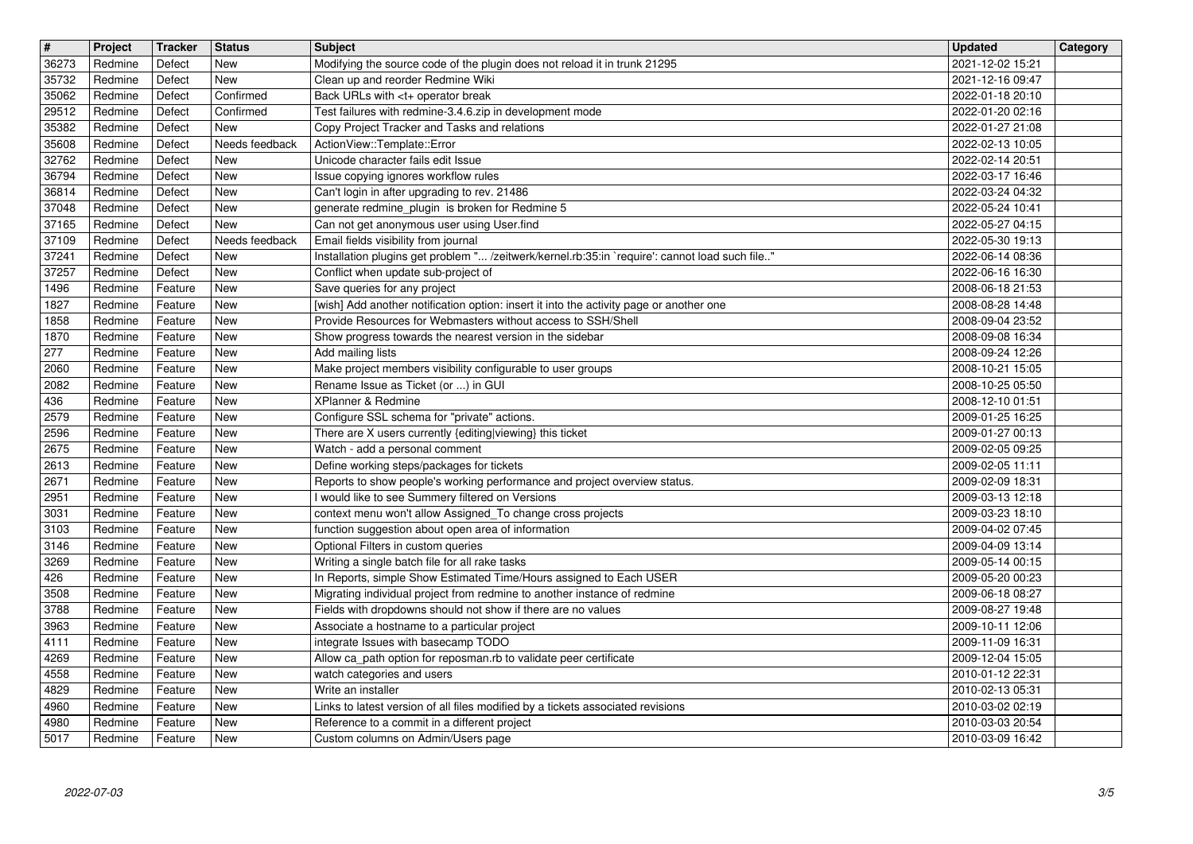| # | Project | Tracker | Status | Subject | Updated | Category |
| --- | --- | --- | --- | --- | --- | --- |
| 36273 | Redmine | Defect | New | Modifying the source code of the plugin does not reload it in trunk 21295 | 2021-12-02 15:21 | |
| 35732 | Redmine | Defect | New | Clean up and reorder Redmine Wiki | 2021-12-16 09:47 | |
| 35062 | Redmine | Defect | Confirmed | Back URLs with <t+ operator break | 2022-01-18 20:10 | |
| 29512 | Redmine | Defect | Confirmed | Test failures with redmine-3.4.6.zip in development mode | 2022-01-20 02:16 | |
| 35382 | Redmine | Defect | New | Copy Project Tracker and Tasks and relations | 2022-01-27 21:08 | |
| 35608 | Redmine | Defect | Needs feedback | ActionView::Template::Error | 2022-02-13 10:05 | |
| 32762 | Redmine | Defect | New | Unicode character fails edit Issue | 2022-02-14 20:51 | |
| 36794 | Redmine | Defect | New | Issue copying ignores workflow rules | 2022-03-17 16:46 | |
| 36814 | Redmine | Defect | New | Can't login in after upgrading to rev. 21486 | 2022-03-24 04:32 | |
| 37048 | Redmine | Defect | New | generate redmine_plugin is broken for Redmine 5 | 2022-05-24 10:41 | |
| 37165 | Redmine | Defect | New | Can not get anonymous user using User.find | 2022-05-27 04:15 | |
| 37109 | Redmine | Defect | Needs feedback | Email fields visibility from journal | 2022-05-30 19:13 | |
| 37241 | Redmine | Defect | New | Installation plugins get problem "... /zeitwerk/kernel.rb:35:in `require': cannot load such file.." | 2022-06-14 08:36 | |
| 37257 | Redmine | Defect | New | Conflict when update sub-project of | 2022-06-16 16:30 | |
| 1496 | Redmine | Feature | New | Save queries for any project | 2008-06-18 21:53 | |
| 1827 | Redmine | Feature | New | [wish] Add another notification option: insert it into the activity page or another one | 2008-08-28 14:48 | |
| 1858 | Redmine | Feature | New | Provide Resources for Webmasters without access to SSH/Shell | 2008-09-04 23:52 | |
| 1870 | Redmine | Feature | New | Show progress towards the nearest version in the sidebar | 2008-09-08 16:34 | |
| 277 | Redmine | Feature | New | Add mailing lists | 2008-09-24 12:26 | |
| 2060 | Redmine | Feature | New | Make project members visibility configurable to user groups | 2008-10-21 15:05 | |
| 2082 | Redmine | Feature | New | Rename Issue as Ticket (or ...) in GUI | 2008-10-25 05:50 | |
| 436 | Redmine | Feature | New | XPlanner & Redmine | 2008-12-10 01:51 | |
| 2579 | Redmine | Feature | New | Configure SSL schema for "private" actions. | 2009-01-25 16:25 | |
| 2596 | Redmine | Feature | New | There are X users currently {editing\|viewing} this ticket | 2009-01-27 00:13 | |
| 2675 | Redmine | Feature | New | Watch - add a personal comment | 2009-02-05 09:25 | |
| 2613 | Redmine | Feature | New | Define working steps/packages for tickets | 2009-02-05 11:11 | |
| 2671 | Redmine | Feature | New | Reports to show people's working performance and project overview status. | 2009-02-09 18:31 | |
| 2951 | Redmine | Feature | New | I would like to see Summery filtered on Versions | 2009-03-13 12:18 | |
| 3031 | Redmine | Feature | New | context menu won't allow Assigned_To change cross projects | 2009-03-23 18:10 | |
| 3103 | Redmine | Feature | New | function suggestion about open area of information | 2009-04-02 07:45 | |
| 3146 | Redmine | Feature | New | Optional Filters in custom queries | 2009-04-09 13:14 | |
| 3269 | Redmine | Feature | New | Writing a single batch file for all rake tasks | 2009-05-14 00:15 | |
| 426 | Redmine | Feature | New | In Reports, simple Show Estimated Time/Hours assigned to Each USER | 2009-05-20 00:23 | |
| 3508 | Redmine | Feature | New | Migrating individual project from redmine to another instance of redmine | 2009-06-18 08:27 | |
| 3788 | Redmine | Feature | New | Fields with dropdowns should not show if there are no values | 2009-08-27 19:48 | |
| 3963 | Redmine | Feature | New | Associate a hostname to a particular project | 2009-10-11 12:06 | |
| 4111 | Redmine | Feature | New | integrate Issues with basecamp TODO | 2009-11-09 16:31 | |
| 4269 | Redmine | Feature | New | Allow ca_path option for reposman.rb to validate peer certificate | 2009-12-04 15:05 | |
| 4558 | Redmine | Feature | New | watch categories and users | 2010-01-12 22:31 | |
| 4829 | Redmine | Feature | New | Write an installer | 2010-02-13 05:31 | |
| 4960 | Redmine | Feature | New | Links to latest version of all files modified by a tickets associated revisions | 2010-03-02 02:19 | |
| 4980 | Redmine | Feature | New | Reference to a commit in a different project | 2010-03-03 20:54 | |
| 5017 | Redmine | Feature | New | Custom columns on Admin/Users page | 2010-03-09 16:42 | |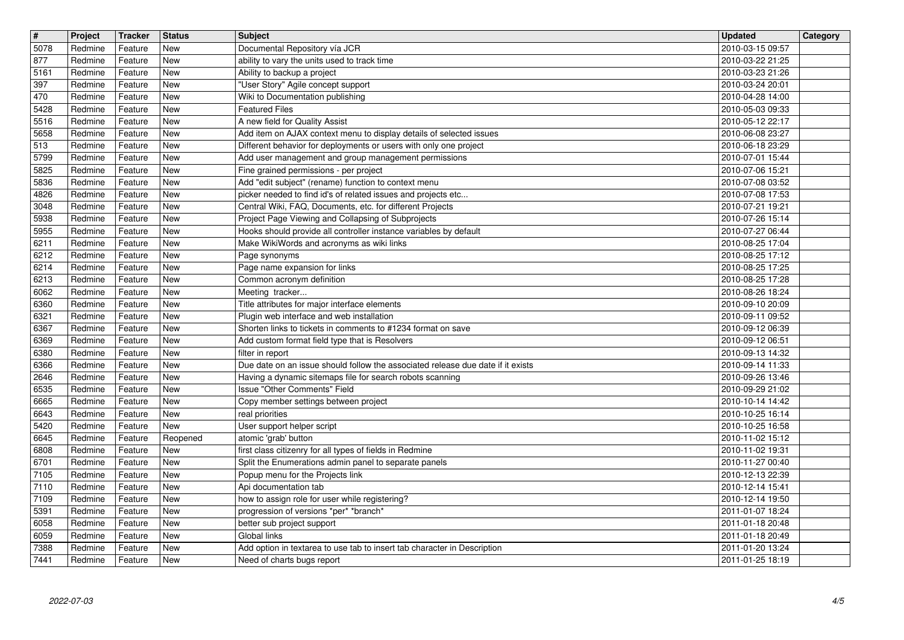| # | Project | Tracker | Status | Subject | Updated | Category |
| --- | --- | --- | --- | --- | --- | --- |
| 5078 | Redmine | Feature | New | Documental Repository vía JCR | 2010-03-15 09:57 | |
| 877 | Redmine | Feature | New | ability to vary the units used to track time | 2010-03-22 21:25 | |
| 5161 | Redmine | Feature | New | Ability to backup a project | 2010-03-23 21:26 | |
| 397 | Redmine | Feature | New | "User Story" Agile concept support | 2010-03-24 20:01 | |
| 470 | Redmine | Feature | New | Wiki to Documentation publishing | 2010-04-28 14:00 | |
| 5428 | Redmine | Feature | New | Featured Files | 2010-05-03 09:33 | |
| 5516 | Redmine | Feature | New | A new field for Quality Assist | 2010-05-12 22:17 | |
| 5658 | Redmine | Feature | New | Add item on AJAX context menu to display details of selected issues | 2010-06-08 23:27 | |
| 513 | Redmine | Feature | New | Different behavior for deployments or users with only one project | 2010-06-18 23:29 | |
| 5799 | Redmine | Feature | New | Add user management and group management permissions | 2010-07-01 15:44 | |
| 5825 | Redmine | Feature | New | Fine grained permissions - per project | 2010-07-06 15:21 | |
| 5836 | Redmine | Feature | New | Add "edit subject" (rename) function to context menu | 2010-07-08 03:52 | |
| 4826 | Redmine | Feature | New | picker needed to find id's of related issues and projects etc... | 2010-07-08 17:53 | |
| 3048 | Redmine | Feature | New | Central Wiki, FAQ, Documents, etc. for different Projects | 2010-07-21 19:21 | |
| 5938 | Redmine | Feature | New | Project Page Viewing and Collapsing of Subprojects | 2010-07-26 15:14 | |
| 5955 | Redmine | Feature | New | Hooks should provide all controller instance variables by default | 2010-07-27 06:44 | |
| 6211 | Redmine | Feature | New | Make WikiWords and acronyms as wiki links | 2010-08-25 17:04 | |
| 6212 | Redmine | Feature | New | Page synonyms | 2010-08-25 17:12 | |
| 6214 | Redmine | Feature | New | Page name expansion for links | 2010-08-25 17:25 | |
| 6213 | Redmine | Feature | New | Common acronym definition | 2010-08-25 17:28 | |
| 6062 | Redmine | Feature | New | Meeting tracker... | 2010-08-26 18:24 | |
| 6360 | Redmine | Feature | New | Title attributes for major interface elements | 2010-09-10 20:09 | |
| 6321 | Redmine | Feature | New | Plugin web interface and web installation | 2010-09-11 09:52 | |
| 6367 | Redmine | Feature | New | Shorten links to tickets in comments to #1234 format on save | 2010-09-12 06:39 | |
| 6369 | Redmine | Feature | New | Add custom format field type that is Resolvers | 2010-09-12 06:51 | |
| 6380 | Redmine | Feature | New | filter in report | 2010-09-13 14:32 | |
| 6366 | Redmine | Feature | New | Due date on an issue should follow the associated release due date if it exists | 2010-09-14 11:33 | |
| 2646 | Redmine | Feature | New | Having a dynamic sitemaps file for search robots scanning | 2010-09-26 13:46 | |
| 6535 | Redmine | Feature | New | Issue "Other Comments" Field | 2010-09-29 21:02 | |
| 6665 | Redmine | Feature | New | Copy member settings between project | 2010-10-14 14:42 | |
| 6643 | Redmine | Feature | New | real priorities | 2010-10-25 16:14 | |
| 5420 | Redmine | Feature | New | User support helper script | 2010-10-25 16:58 | |
| 6645 | Redmine | Feature | Reopened | atomic 'grab' button | 2010-11-02 15:12 | |
| 6808 | Redmine | Feature | New | first class citizenry for all types of fields in Redmine | 2010-11-02 19:31 | |
| 6701 | Redmine | Feature | New | Split the Enumerations admin panel to separate panels | 2010-11-27 00:40 | |
| 7105 | Redmine | Feature | New | Popup menu for the Projects link | 2010-12-13 22:39 | |
| 7110 | Redmine | Feature | New | Api documentation tab | 2010-12-14 15:41 | |
| 7109 | Redmine | Feature | New | how to assign role for user while registering? | 2010-12-14 19:50 | |
| 5391 | Redmine | Feature | New | progression of versions *per* *branch* | 2011-01-07 18:24 | |
| 6058 | Redmine | Feature | New | better sub project support | 2011-01-18 20:48 | |
| 6059 | Redmine | Feature | New | Global links | 2011-01-18 20:49 | |
| 7388 | Redmine | Feature | New | Add option in textarea to use tab to insert tab character in Description | 2011-01-20 13:24 | |
| 7441 | Redmine | Feature | New | Need of charts bugs report | 2011-01-25 18:19 | |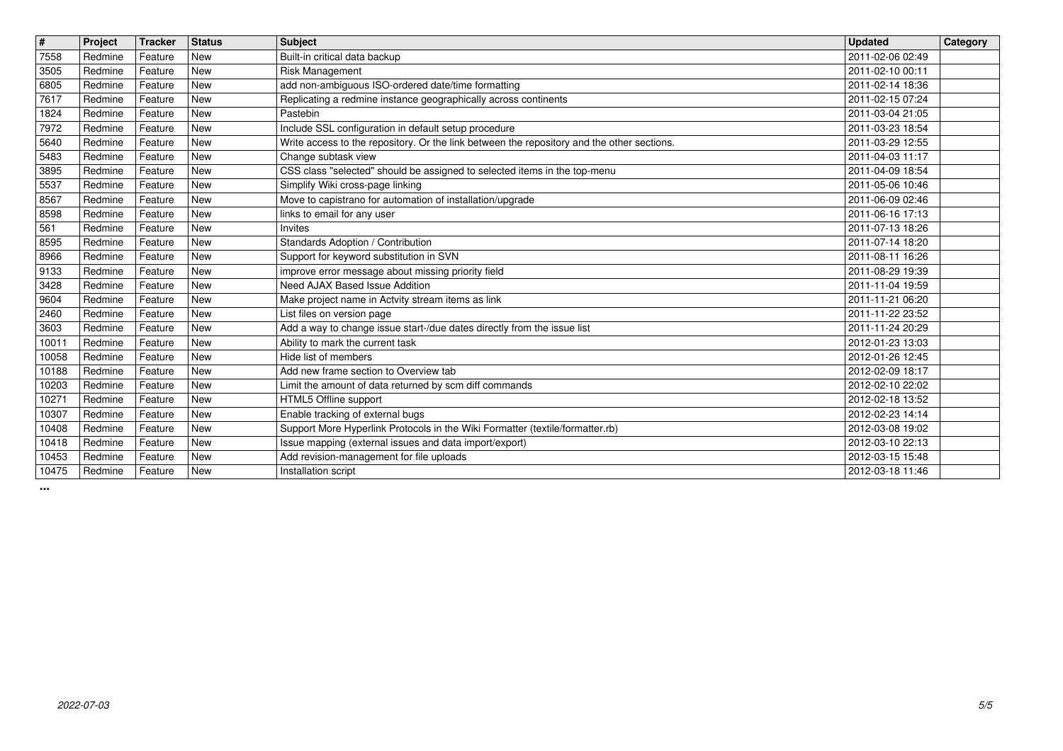| # | Project | Tracker | Status | Subject | Updated | Category |
|---|---|---|---|---|---|---|
| 7558 | Redmine | Feature | New | Built-in critical data backup | 2011-02-06 02:49 | |
| 3505 | Redmine | Feature | New | Risk Management | 2011-02-10 00:11 | |
| 6805 | Redmine | Feature | New | add non-ambiguous ISO-ordered date/time formatting | 2011-02-14 18:36 | |
| 7617 | Redmine | Feature | New | Replicating a redmine instance geographically across continents | 2011-02-15 07:24 | |
| 1824 | Redmine | Feature | New | Pastebin | 2011-03-04 21:05 | |
| 7972 | Redmine | Feature | New | Include SSL configuration in default setup procedure | 2011-03-23 18:54 | |
| 5640 | Redmine | Feature | New | Write access to the repository. Or the link between the repository and the other sections. | 2011-03-29 12:55 | |
| 5483 | Redmine | Feature | New | Change subtask view | 2011-04-03 11:17 | |
| 3895 | Redmine | Feature | New | CSS class "selected" should be assigned to selected items in the top-menu | 2011-04-09 18:54 | |
| 5537 | Redmine | Feature | New | Simplify Wiki cross-page linking | 2011-05-06 10:46 | |
| 8567 | Redmine | Feature | New | Move to capistrano for automation of installation/upgrade | 2011-06-09 02:46 | |
| 8598 | Redmine | Feature | New | links to email for any user | 2011-06-16 17:13 | |
| 561 | Redmine | Feature | New | Invites | 2011-07-13 18:26 | |
| 8595 | Redmine | Feature | New | Standards Adoption / Contribution | 2011-07-14 18:20 | |
| 8966 | Redmine | Feature | New | Support for keyword substitution in SVN | 2011-08-11 16:26 | |
| 9133 | Redmine | Feature | New | improve error message about missing priority field | 2011-08-29 19:39 | |
| 3428 | Redmine | Feature | New | Need AJAX Based Issue Addition | 2011-11-04 19:59 | |
| 9604 | Redmine | Feature | New | Make project name in Actvity stream items as link | 2011-11-21 06:20 | |
| 2460 | Redmine | Feature | New | List files on version page | 2011-11-22 23:52 | |
| 3603 | Redmine | Feature | New | Add a way to change issue start-/due dates directly from the issue list | 2011-11-24 20:29 | |
| 10011 | Redmine | Feature | New | Ability to mark the current task | 2012-01-23 13:03 | |
| 10058 | Redmine | Feature | New | Hide list of members | 2012-01-26 12:45 | |
| 10188 | Redmine | Feature | New | Add new frame section to Overview tab | 2012-02-09 18:17 | |
| 10203 | Redmine | Feature | New | Limit the amount of data returned by scm diff commands | 2012-02-10 22:02 | |
| 10271 | Redmine | Feature | New | HTML5 Offline support | 2012-02-18 13:52 | |
| 10307 | Redmine | Feature | New | Enable tracking of external bugs | 2012-02-23 14:14 | |
| 10408 | Redmine | Feature | New | Support More Hyperlink Protocols in the Wiki Formatter (textile/formatter.rb) | 2012-03-08 19:02 | |
| 10418 | Redmine | Feature | New | Issue mapping (external issues and data import/export) | 2012-03-10 22:13 | |
| 10453 | Redmine | Feature | New | Add revision-management for file uploads | 2012-03-15 15:48 | |
| 10475 | Redmine | Feature | New | Installation script | 2012-03-18 11:46 | |

...